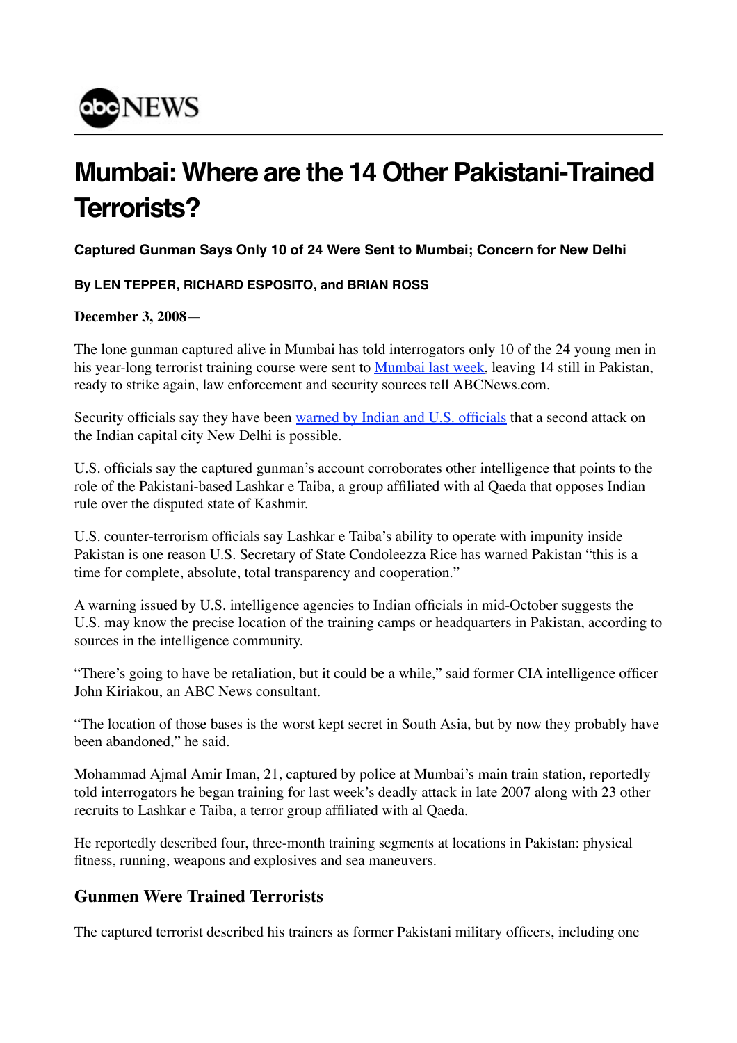abcNEWS

# Mumbai: Where are the 14 Other Pakistani-Trained Terrorists?

**Captured Gunman Says Only 10 of 24 Were Sent to Mumbai; Concern for New Delhi**

**By LEN TEPPER, RICHARD ESPOSITO, and BRIAN ROSS**

**December 3, 2008—**

The lone gunman captured alive in Mumbai has told interrogators only 10 of the 24 young men in his year-long terrorist training course were sent to Mumbai last week, leaving 14 still in Pakistan, ready to strike again, law enforcement and security sources tell ABCNews.com.

Security officials say they have been warned by Indian and U.S. officials that a second attack on the Indian capital city New Delhi is possible.

U.S. officials say the captured gunman's account corroborates other intelligence that points to the role of the Pakistani-based Lashkar e Taiba, a group affiliated with al Qaeda that opposes Indian rule over the disputed state of Kashmir.

U.S. counter-terrorism officials say Lashkar e Taiba's ability to operate with impunity inside Pakistan is one reason U.S. Secretary of State Condoleezza Rice has warned Pakistan "this is a time for complete, absolute, total transparency and cooperation."

A warning issued by U.S. intelligence agencies to Indian officials in mid-October suggests the U.S. may know the precise location of the training camps or headquarters in Pakistan, according to sources in the intelligence community.

"There's going to have be retaliation, but it could be a while," said former CIA intelligence officer John Kiriakou, an ABC News consultant.

"The location of those bases is the worst kept secret in South Asia, but by now they probably have been abandoned," he said.

Mohammad Ajmal Amir Iman, 21, captured by police at Mumbai's main train station, reportedly told interrogators he began training for last week's deadly attack in late 2007 along with 23 other recruits to Lashkar e Taiba, a terror group affiliated with al Qaeda.

He reportedly described four, three-month training segments at locations in Pakistan: physical fitness, running, weapons and explosives and sea maneuvers.

## Gunmen Were Trained Terrorists

The captured terrorist described his trainers as former Pakistani military officers, including one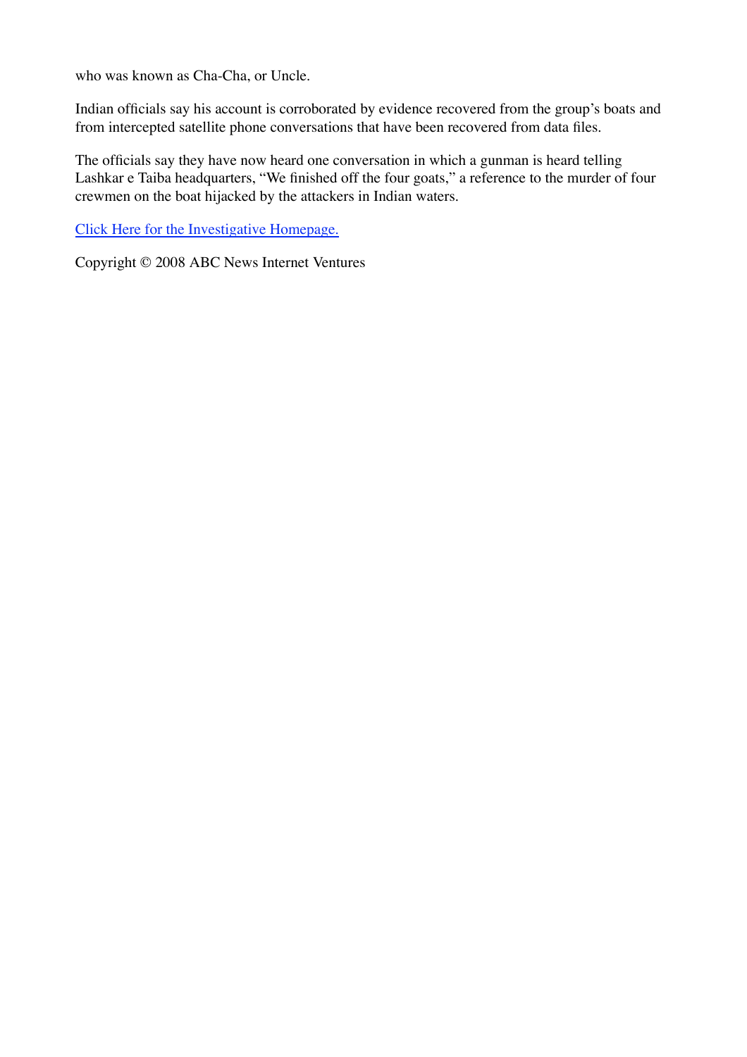who was known as Cha-Cha, or Uncle.

Indian officials say his account is corroborated by evidence recovered from the group's boats and from intercepted satellite phone conversations that have been recovered from data files.

The officials say they have now heard one conversation in which a gunman is heard telling Lashkar e Taiba headquarters, "We finished off the four goats," a reference to the murder of four crewmen on the boat hijacked by the attackers in Indian waters.

Click Here for the Investigative Homepage.

Copyright © 2008 ABC News Internet Ventures